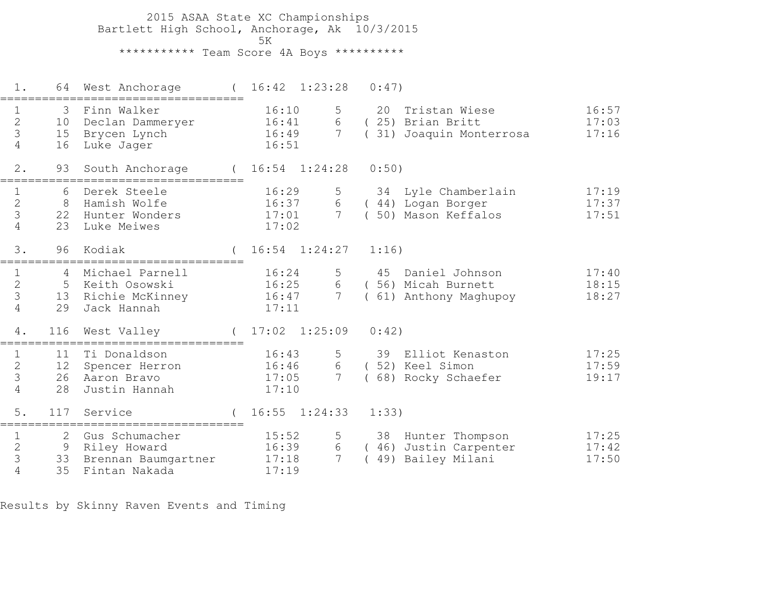# 2015 ASAA State XC Championships

Bartlett High School, Anchorage, Ak 10/3/2015

5K

*********** Team Score 4A Boys **********

## 1. 64 West Anchorage ( 16:42 1:23:28 0:47)

| # | Place | Name | Time | # | Place | Name | Time |
|---|---|---|---|---|---|---|---|
| 1 | 3 | Finn Walker | 16:10 | 5 | 20 | Tristan Wiese | 16:57 |
| 2 | 10 | Declan Dammeryer | 16:41 | 6 | ( 25) | Brian Britt | 17:03 |
| 3 | 15 | Brycen Lynch | 16:49 | 7 | ( 31) | Joaquin Monterrosa | 17:16 |
| 4 | 16 | Luke Jager | 16:51 | | | | |

## 2. 93 South Anchorage ( 16:54 1:24:28 0:50)

| # | Place | Name | Time | # | Place | Name | Time |
|---|---|---|---|---|---|---|---|
| 1 | 6 | Derek Steele | 16:29 | 5 | 34 | Lyle Chamberlain | 17:19 |
| 2 | 8 | Hamish Wolfe | 16:37 | 6 | ( 44) | Logan Borger | 17:37 |
| 3 | 22 | Hunter Wonders | 17:01 | 7 | ( 50) | Mason Keffalos | 17:51 |
| 4 | 23 | Luke Meiwes | 17:02 | | | | |

## 3. 96 Kodiak ( 16:54 1:24:27 1:16)

| # | Place | Name | Time | # | Place | Name | Time |
|---|---|---|---|---|---|---|---|
| 1 | 4 | Michael Parnell | 16:24 | 5 | 45 | Daniel Johnson | 17:40 |
| 2 | 5 | Keith Osowski | 16:25 | 6 | ( 56) | Micah Burnett | 18:15 |
| 3 | 13 | Richie McKinney | 16:47 | 7 | ( 61) | Anthony Maghupoy | 18:27 |
| 4 | 29 | Jack Hannah | 17:11 | | | | |

## 4. 116 West Valley ( 17:02 1:25:09 0:42)

| # | Place | Name | Time | # | Place | Name | Time |
|---|---|---|---|---|---|---|---|
| 1 | 11 | Ti Donaldson | 16:43 | 5 | 39 | Elliot Kenaston | 17:25 |
| 2 | 12 | Spencer Herron | 16:46 | 6 | ( 52) | Keel Simon | 17:59 |
| 3 | 26 | Aaron Bravo | 17:05 | 7 | ( 68) | Rocky Schaefer | 19:17 |
| 4 | 28 | Justin Hannah | 17:10 | | | | |

## 5. 117 Service ( 16:55 1:24:33 1:33)

| # | Place | Name | Time | # | Place | Name | Time |
|---|---|---|---|---|---|---|---|
| 1 | 2 | Gus Schumacher | 15:52 | 5 | 38 | Hunter Thompson | 17:25 |
| 2 | 9 | Riley Howard | 16:39 | 6 | ( 46) | Justin Carpenter | 17:42 |
| 3 | 33 | Brennan Baumgartner | 17:18 | 7 | ( 49) | Bailey Milani | 17:50 |
| 4 | 35 | Fintan Nakada | 17:19 | | | | |

Results by Skinny Raven Events and Timing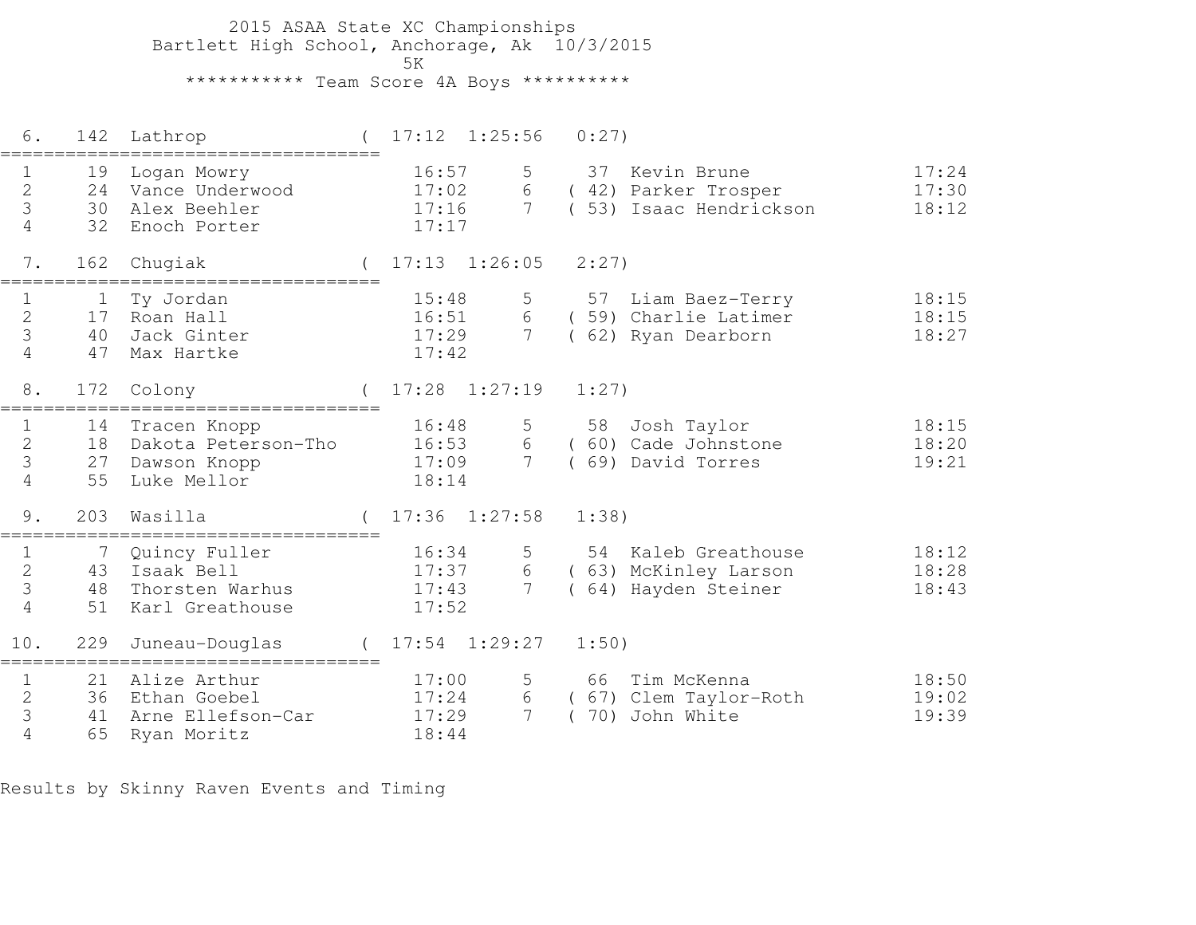2015 ASAA State XC Championships
Bartlett High School, Anchorage, Ak 10/3/2015
5K

*********** Team Score 4A Boys **********

```
  6.   142  Lathrop              (  17:12  1:25:56   0:27)
=====================================
  1     19  Logan Mowry             16:57     5     37  Kevin Brune              17:24
  2     24  Vance Underwood         17:02     6   ( 42) Parker Trosper           17:30
  3     30  Alex Beehler            17:16     7   ( 53) Isaac Hendrickson        18:12
  4     32  Enoch Porter            17:17

  7.   162  Chugiak              (  17:13  1:26:05   2:27)
=====================================
  1      1  Ty Jordan               15:48     5     57  Liam Baez-Terry          18:15
  2     17  Roan Hall               16:51     6   ( 59) Charlie Latimer          18:15
  3     40  Jack Ginter             17:29     7   ( 62) Ryan Dearborn            18:27
  4     47  Max Hartke              17:42

  8.   172  Colony               (  17:28  1:27:19   1:27)
=====================================
  1     14  Tracen Knopp            16:48     5     58  Josh Taylor              18:15
  2     18  Dakota Peterson-Tho     16:53     6   ( 60) Cade Johnstone           18:20
  3     27  Dawson Knopp            17:09     7   ( 69) David Torres             19:21
  4     55  Luke Mellor             18:14

  9.   203  Wasilla              (  17:36  1:27:58   1:38)
=====================================
  1      7  Quincy Fuller           16:34     5     54  Kaleb Greathouse         18:12
  2     43  Isaak Bell              17:37     6   ( 63) McKinley Larson          18:28
  3     48  Thorsten Warhus         17:43     7   ( 64) Hayden Steiner           18:43
  4     51  Karl Greathouse         17:52

 10.   229  Juneau-Douglas       (  17:54  1:29:27   1:50)
=====================================
  1     21  Alize Arthur            17:00     5     66  Tim McKenna              18:50
  2     36  Ethan Goebel            17:24     6   ( 67) Clem Taylor-Roth         19:02
  3     41  Arne Ellefson-Car       17:29     7   ( 70) John White               19:39
  4     65  Ryan Moritz             18:44
```

Results by Skinny Raven Events and Timing